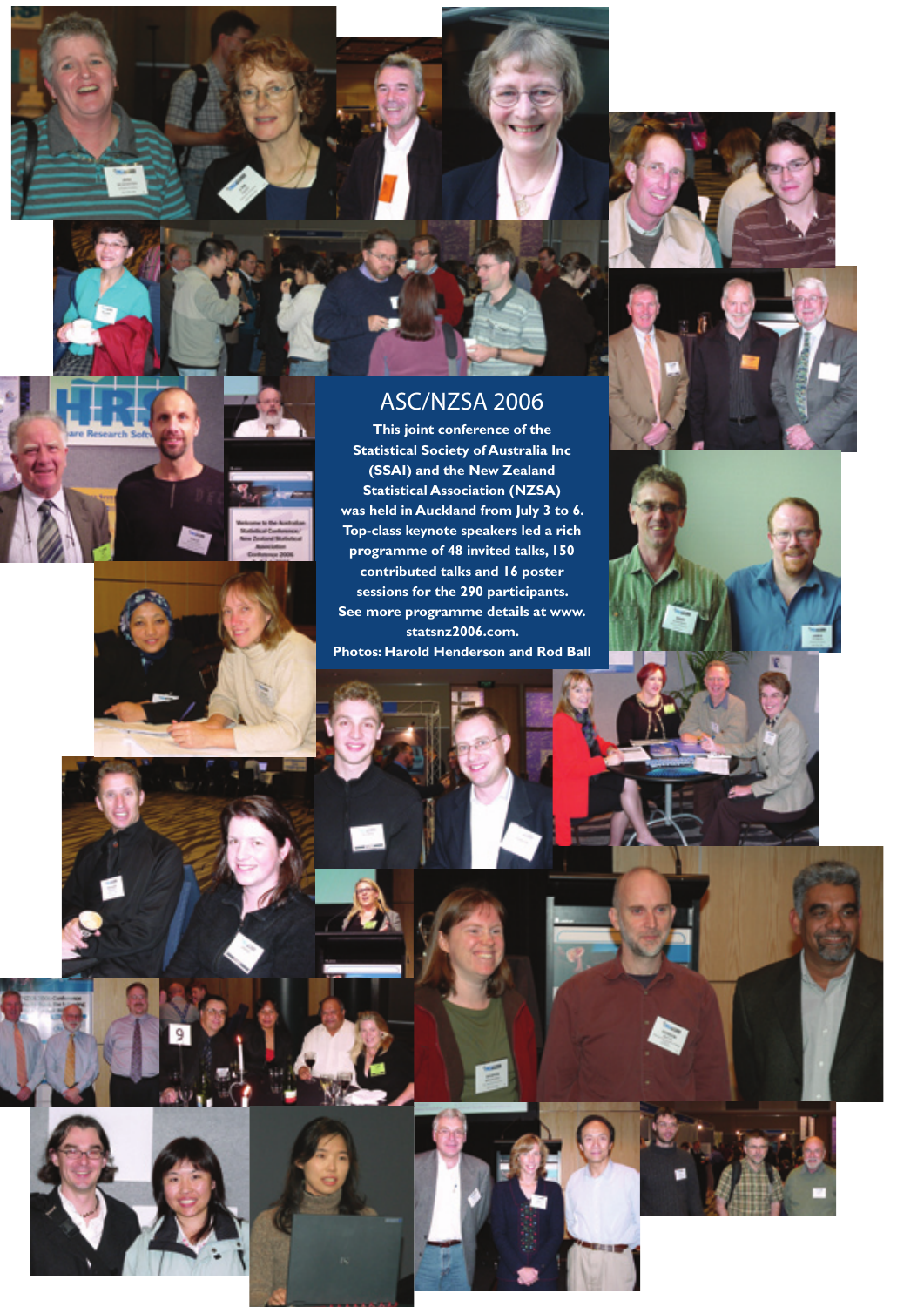## ASC/NZSA 2006

**This joint conference of the Statistical Society of Australia Inc (SSAI) and the New Zealand Statistical Association (NZSA) was held in Auckland from July 3 to 6. Top-class keynote speakers led a rich programme of 48 invited talks, 150 contributed talks and 16 poster sessions for the 290 participants. See more programme details at www.statsnz2006.com.**

**Photos: Harold Henderson and Rod Ball**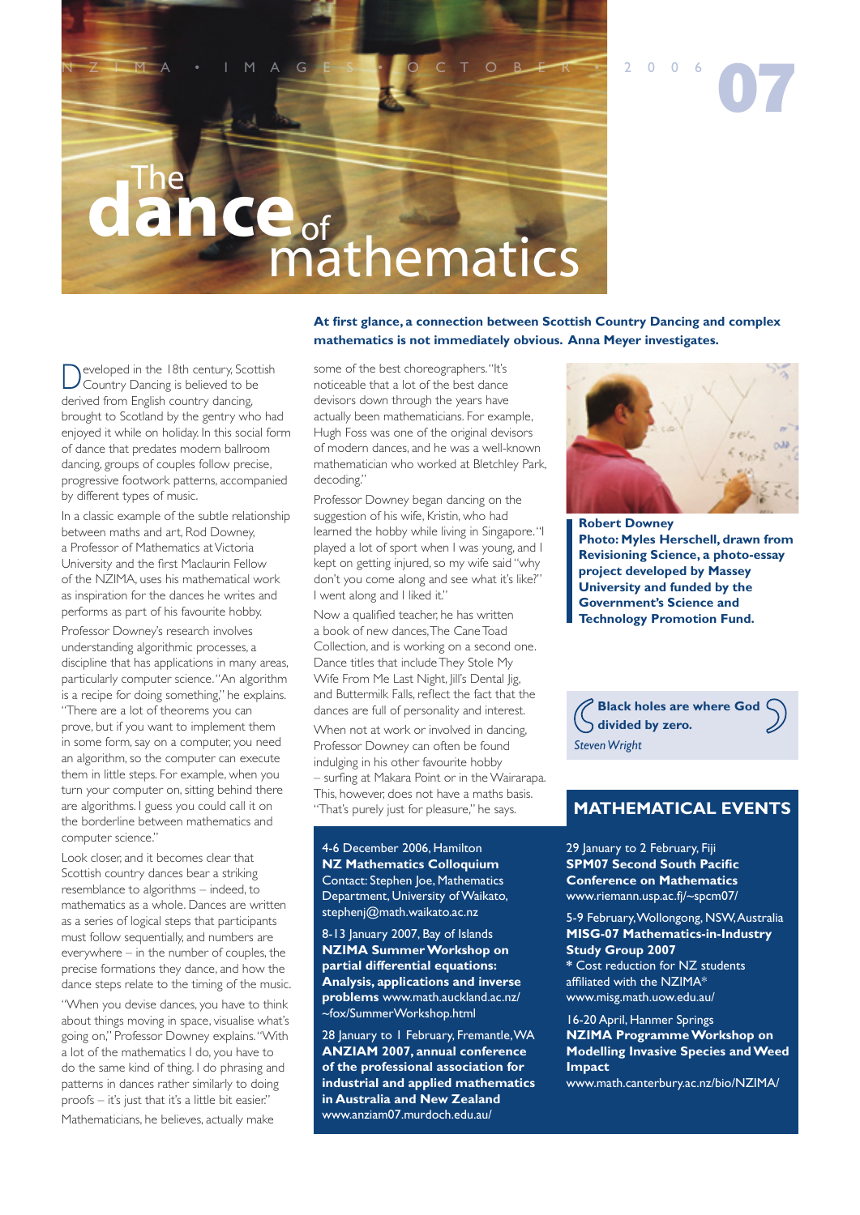# The dance of mathematics

**At first glance, a connection between Scottish Country Dancing and complex mathematics is not immediately obvious. Anna Meyer investigates.**

Developed in the 18th century, Scottish Country Dancing is believed to be derived from English country dancing, brought to Scotland by the gentry who had enjoyed it while on holiday. In this social form of dance that predates modern ballroom dancing, groups of couples follow precise, progressive footwork patterns, accompanied by different types of music.

In a classic example of the subtle relationship between maths and art, Rod Downey, a Professor of Mathematics at Victoria University and the first Maclaurin Fellow of the NZIMA, uses his mathematical work as inspiration for the dances he writes and performs as part of his favourite hobby.

Professor Downey's research involves understanding algorithmic processes, a discipline that has applications in many areas, particularly computer science. "An algorithm is a recipe for doing something," he explains. "There are a lot of theorems you can prove, but if you want to implement them in some form, say on a computer, you need an algorithm, so the computer can execute them in little steps. For example, when you turn your computer on, sitting behind there are algorithms. I guess you could call it on the borderline between mathematics and computer science."

Look closer, and it becomes clear that Scottish country dances bear a striking resemblance to algorithms – indeed, to mathematics as a whole. Dances are written as a series of logical steps that participants must follow sequentially, and numbers are everywhere – in the number of couples, the precise formations they dance, and how the dance steps relate to the timing of the music.

"When you devise dances, you have to think about things moving in space, visualise what's going on," Professor Downey explains. "With a lot of the mathematics I do, you have to do the same kind of thing. I do phrasing and patterns in dances rather similarly to doing proofs – it's just that it's a little bit easier."

Mathematicians, he believes, actually make some of the best choreographers. "It's noticeable that a lot of the best dance devisors down through the years have actually been mathematicians. For example, Hugh Foss was one of the original devisors of modern dances, and he was a well-known mathematician who worked at Bletchley Park, decoding."

Professor Downey began dancing on the suggestion of his wife, Kristin, who had learned the hobby while living in Singapore. "I played a lot of sport when I was young, and I kept on getting injured, so my wife said "why don't you come along and see what it's like?" I went along and I liked it."

Now a qualified teacher, he has written a book of new dances, The Cane Toad Collection, and is working on a second one. Dance titles that include They Stole My Wife From Me Last Night, Jill's Dental Jig, and Buttermilk Falls, reflect the fact that the dances are full of personality and interest.

When not at work or involved in dancing, Professor Downey can often be found indulging in his other favourite hobby – surfing at Makara Point or in the Wairarapa. This, however, does not have a maths basis. "That's purely just for pleasure," he says.

**Robert Downey**
**Photo: Myles Herschell, drawn from Revisioning Science, a photo-essay project developed by Massey University and funded by the Government's Science and Technology Promotion Fund.**

> **Black holes are where God divided by zero.**
> *Steven Wright*

## MATHEMATICAL EVENTS

4-6 December 2006, Hamilton
**NZ Mathematics Colloquium**
Contact: Stephen Joe, Mathematics Department, University of Waikato, stephenj@math.waikato.ac.nz

8-13 January 2007, Bay of Islands
**NZIMA Summer Workshop on partial differential equations: Analysis, applications and inverse problems** www.math.auckland.ac.nz/~fox/SummerWorkshop.html

28 January to 1 February, Fremantle, WA
**ANZIAM 2007, annual conference of the professional association for industrial and applied mathematics in Australia and New Zealand**
www.anziam07.murdoch.edu.au/

29 January to 2 February, Fiji
**SPM07 Second South Pacific Conference on Mathematics**
www.riemann.usp.ac.fj/~spcm07/

5-9 February, Wollongong, NSW, Australia
**MISG-07 Mathematics-in-Industry Study Group 2007**
* Cost reduction for NZ students affiliated with the NZIMA*
www.misg.math.uow.edu.au/

16-20 April, Hanmer Springs
**NZIMA Programme Workshop on Modelling Invasive Species and Weed Impact**
www.math.canterbury.ac.nz/bio/NZIMA/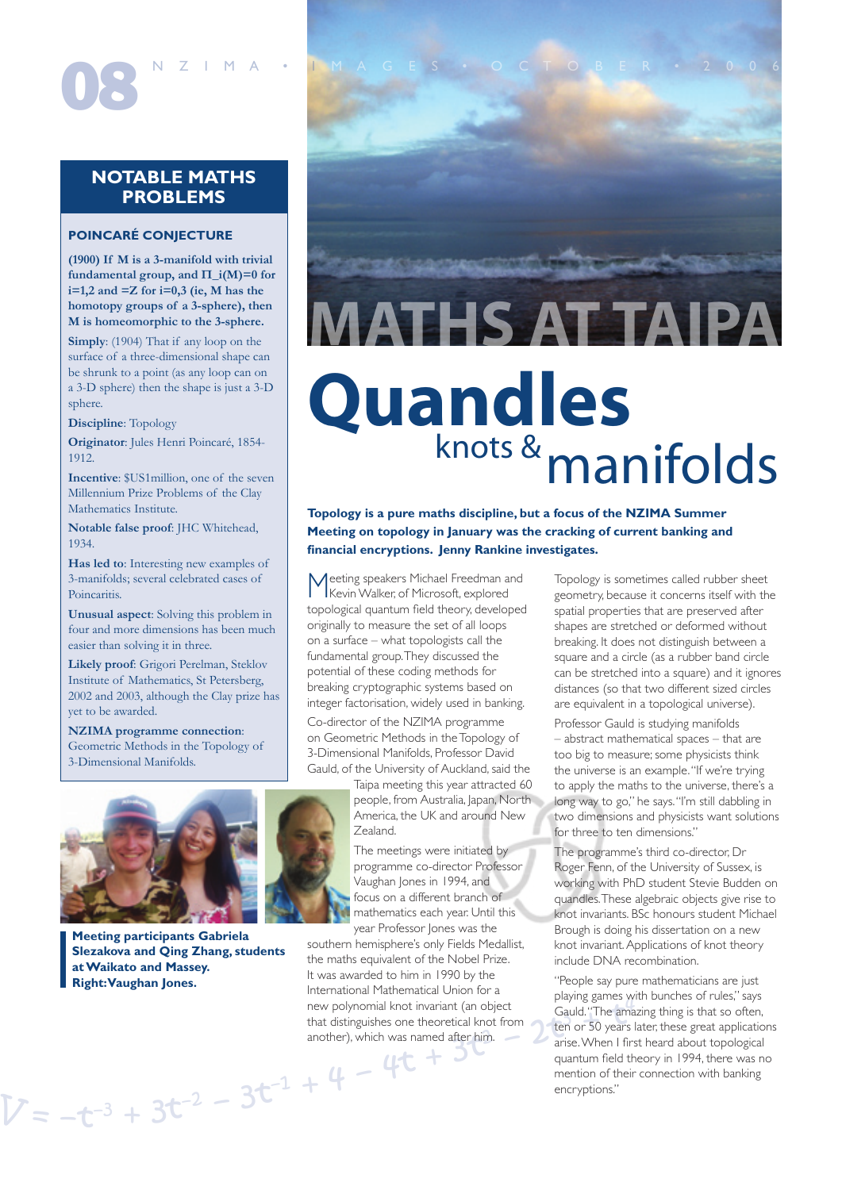## NOTABLE MATHS PROBLEMS

### POINCARÉ CONJECTURE

**(1900) If M is a 3-manifold with trivial fundamental group, and $\Pi_i(M)=0$ for i=1,2 and =Z for i=0,3 (ie, M has the homotopy groups of a 3-sphere), then M is homeomorphic to the 3-sphere.**

**Simply**: (1904) That if any loop on the surface of a three-dimensional shape can be shrunk to a point (as any loop can on a 3-D sphere) then the shape is just a 3-D sphere.

**Discipline**: Topology

**Originator**: Jules Henri Poincaré, 1854-1912.

**Incentive**: $US1million, one of the seven Millennium Prize Problems of the Clay Mathematics Institute.

**Notable false proof**: JHC Whitehead, 1934.

**Has led to**: Interesting new examples of 3-manifolds; several celebrated cases of Poincaritis.

**Unusual aspect**: Solving this problem in four and more dimensions has been much easier than solving it in three.

**Likely proof**: Grigori Perelman, Steklov Institute of Mathematics, St Petersberg, 2002 and 2003, although the Clay prize has yet to be awarded.

**NZIMA programme connection**: Geometric Methods in the Topology of 3-Dimensional Manifolds.

**Meeting participants Gabriela Slezakova and Qing Zhang, students at Waikato and Massey. Right: Vaughan Jones.**

# MATHS AT TAIPA

# Quandles knots & manifolds

**Topology is a pure maths discipline, but a focus of the NZIMA Summer Meeting on topology in January was the cracking of current banking and financial encryptions. Jenny Rankine investigates.**

Meeting speakers Michael Freedman and Kevin Walker, of Microsoft, explored topological quantum field theory, developed originally to measure the set of all loops on a surface – what topologists call the fundamental group. They discussed the potential of these coding methods for breaking cryptographic systems based on integer factorisation, widely used in banking.

Co-director of the NZIMA programme on Geometric Methods in the Topology of 3-Dimensional Manifolds, Professor David Gauld, of the University of Auckland, said the Taipa meeting this year attracted 60 people, from Australia, Japan, North America, the UK and around New Zealand.

The meetings were initiated by programme co-director Professor Vaughan Jones in 1994, and focus on a different branch of mathematics each year. Until this year Professor Jones was the southern hemisphere's only Fields Medallist, the maths equivalent of the Nobel Prize. It was awarded to him in 1990 by the International Mathematical Union for a new polynomial knot invariant (an object that distinguishes one theoretical knot from another), which was named after him.

$$V = -t^{-3} + 3t^{-2} - 3t^{-1} + 4 - 4t + 3t^2 - 2t^3 + t^4$$

Topology is sometimes called rubber sheet geometry, because it concerns itself with the spatial properties that are preserved after shapes are stretched or deformed without breaking. It does not distinguish between a square and a circle (as a rubber band circle can be stretched into a square) and it ignores distances (so that two different sized circles are equivalent in a topological universe).

Professor Gauld is studying manifolds – abstract mathematical spaces – that are too big to measure; some physicists think the universe is an example. "If we're trying to apply the maths to the universe, there's a long way to go," he says. "I'm still dabbling in two dimensions and physicists want solutions for three to ten dimensions."

The programme's third co-director, Dr Roger Fenn, of the University of Sussex, is working with PhD student Stevie Budden on quandles. These algebraic objects give rise to knot invariants. BSc honours student Michael Brough is doing his dissertation on a new knot invariant. Applications of knot theory include DNA recombination.

"People say pure mathematicians are just playing games with bunches of rules," says Gauld. "The amazing thing is that so often, ten or 50 years later, these great applications arise. When I first heard about topological quantum field theory in 1994, there was no mention of their connection with banking encryptions."